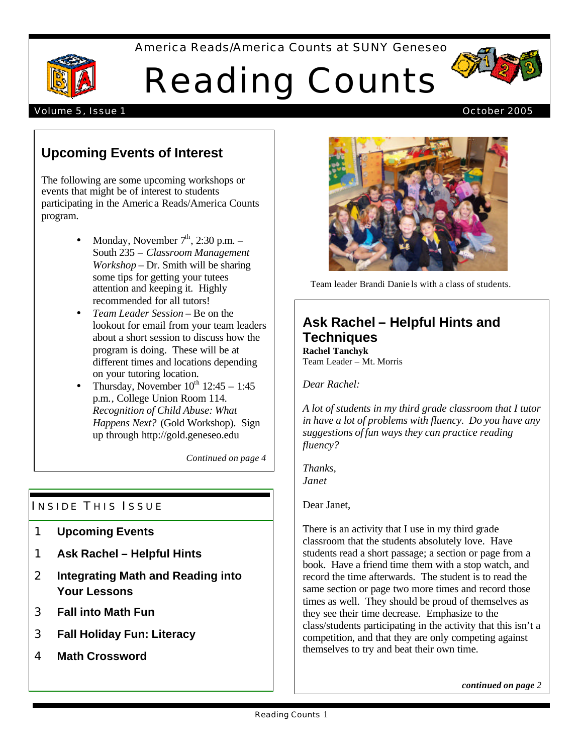America Reads/America Counts at SUNY Geneseo

# Reading Counts

Volume 5, Issue 1 — October 2005

## Upcoming Events of Interest

The following are some upcoming workshops or events that might be of interest to students participating in the America Reads/America Counts program.

- Monday, November 7th, 2:30 p.m. – South 235 – *Classroom Management Workshop* – Dr. Smith will be sharing some tips for getting your tutees attention and keeping it. Highly recommended for all tutors!
- *Team Leader Session* – Be on the lookout for email from your team leaders about a short session to discuss how the program is doing. These will be at different times and locations depending on your tutoring location.
- Thursday, November 10th 12:45 – 1:45 p.m., College Union Room 114. *Recognition of Child Abuse: What Happens Next?* (Gold Workshop). Sign up through http://gold.geneseo.edu

*Continued on page 4*

## Inside This Issue

| | |
|---|---|
| 1 | **Upcoming Events** |
| 1 | **Ask Rachel – Helpful Hints** |
| 2 | **Integrating Math and Reading into Your Lessons** |
| 3 | **Fall into Math Fun** |
| 3 | **Fall Holiday Fun: Literacy** |
| 4 | **Math Crossword** |

Team leader Brandi Daniels with a class of students.

## Ask Rachel – Helpful Hints and Techniques

**Rachel Tanchyk**
Team Leader – Mt. Morris

*Dear Rachel:*

*A lot of students in my third grade classroom that I tutor in have a lot of problems with fluency. Do you have any suggestions of fun ways they can practice reading fluency?*

*Thanks,*
*Janet*

Dear Janet,

There is an activity that I use in my third grade classroom that the students absolutely love. Have students read a short passage; a section or page from a book. Have a friend time them with a stop watch, and record the time afterwards. The student is to read the same section or page two more times and record those times as well. They should be proud of themselves as they see their time decrease. Emphasize to the class/students participating in the activity that this isn't a competition, and that they are only competing against themselves to try and beat their own time.

***continued on page** 2*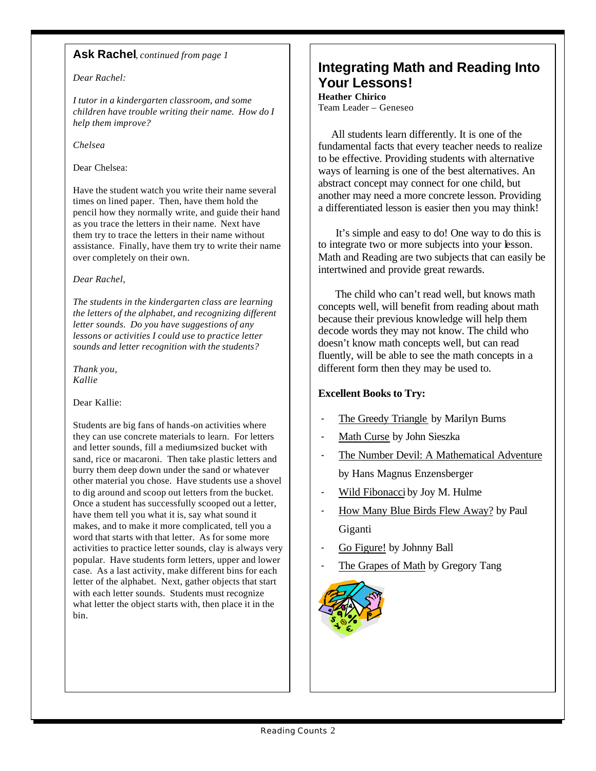## **Ask Rachel**, *continued from page 1*

*Dear Rachel:*

*I tutor in a kindergarten classroom, and some children have trouble writing their name. How do I help them improve?*

*Chelsea*

Dear Chelsea:

Have the student watch you write their name several times on lined paper. Then, have them hold the pencil how they normally write, and guide their hand as you trace the letters in their name. Next have them try to trace the letters in their name without assistance. Finally, have them try to write their name over completely on their own.

*Dear Rachel,*

*The students in the kindergarten class are learning the letters of the alphabet, and recognizing different letter sounds. Do you have suggestions of any lessons or activities I could use to practice letter sounds and letter recognition with the students?*

*Thank you,*
*Kallie*

Dear Kallie:

Students are big fans of hands-on activities where they can use concrete materials to learn. For letters and letter sounds, fill a medium-sized bucket with sand, rice or macaroni. Then take plastic letters and burry them deep down under the sand or whatever other material you chose. Have students use a shovel to dig around and scoop out letters from the bucket. Once a student has successfully scooped out a letter, have them tell you what it is, say what sound it makes, and to make it more complicated, tell you a word that starts with that letter. As for some more activities to practice letter sounds, clay is always very popular. Have students form letters, upper and lower case. As a last activity, make different bins for each letter of the alphabet. Next, gather objects that start with each letter sounds. Students must recognize what letter the object starts with, then place it in the bin.

## Integrating Math and Reading Into Your Lessons!

**Heather Chirico**
Team Leader – Geneseo

All students learn differently. It is one of the fundamental facts that every teacher needs to realize to be effective. Providing students with alternative ways of learning is one of the best alternatives. An abstract concept may connect for one child, but another may need a more concrete lesson. Providing a differentiated lesson is easier then you may think!

It's simple and easy to do! One way to do this is to integrate two or more subjects into your lesson. Math and Reading are two subjects that can easily be intertwined and provide great rewards.

The child who can't read well, but knows math concepts well, will benefit from reading about math because their previous knowledge will help them decode words they may not know. The child who doesn't know math concepts well, but can read fluently, will be able to see the math concepts in a different form then they may be used to.

**Excellent Books to Try:**

- The Greedy Triangle by Marilyn Burns
- Math Curse by John Sieszka
- The Number Devil: A Mathematical Adventure by Hans Magnus Enzensberger
- Wild Fibonacci by Joy M. Hulme
- How Many Blue Birds Flew Away? by Paul Giganti
- Go Figure! by Johnny Ball
- The Grapes of Math by Gregory Tang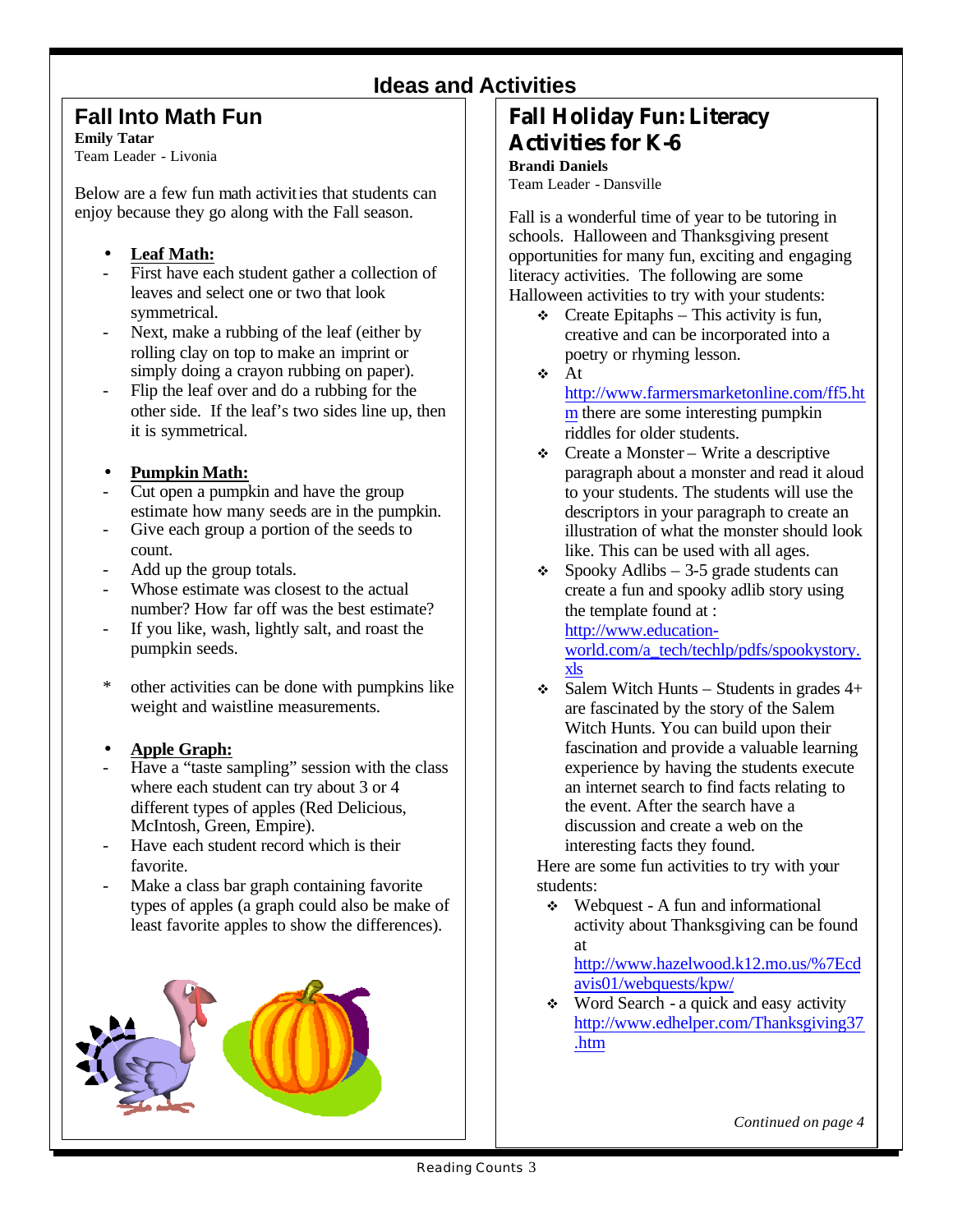# Ideas and Activities

## Fall Into Math Fun

**Emily Tatar**
Team Leader - Livonia

Below are a few fun math activities that students can enjoy because they go along with the Fall season.

- **Leaf Math:**
  - First have each student gather a collection of leaves and select one or two that look symmetrical.
  - Next, make a rubbing of the leaf (either by rolling clay on top to make an imprint or simply doing a crayon rubbing on paper).
  - Flip the leaf over and do a rubbing for the other side. If the leaf's two sides line up, then it is symmetrical.

- **Pumpkin Math:**
  - Cut open a pumpkin and have the group estimate how many seeds are in the pumpkin.
  - Give each group a portion of the seeds to count.
  - Add up the group totals.
  - Whose estimate was closest to the actual number? How far off was the best estimate?
  - If you like, wash, lightly salt, and roast the pumpkin seeds.

  \* other activities can be done with pumpkins like weight and waistline measurements.

- **Apple Graph:**
  - Have a "taste sampling" session with the class where each student can try about 3 or 4 different types of apples (Red Delicious, McIntosh, Green, Empire).
  - Have each student record which is their favorite.
  - Make a class bar graph containing favorite types of apples (a graph could also be make of least favorite apples to show the differences).

## Fall Holiday Fun: Literacy Activities for K-6

**Brandi Daniels**
Team Leader - Dansville

Fall is a wonderful time of year to be tutoring in schools. Halloween and Thanksgiving present opportunities for many fun, exciting and engaging literacy activities. The following are some Halloween activities to try with your students:

- Create Epitaphs – This activity is fun, creative and can be incorporated into a poetry or rhyming lesson.
- At http://www.farmersmarketonline.com/ff5.htm there are some interesting pumpkin riddles for older students.
- Create a Monster – Write a descriptive paragraph about a monster and read it aloud to your students. The students will use the descriptors in your paragraph to create an illustration of what the monster should look like. This can be used with all ages.
- Spooky Adlibs – 3-5 grade students can create a fun and spooky adlib story using the template found at : http://www.education-world.com/a_tech/techlp/pdfs/spookystory.xls
- Salem Witch Hunts – Students in grades 4+ are fascinated by the story of the Salem Witch Hunts. You can build upon their fascination and provide a valuable learning experience by having the students execute an internet search to find facts relating to the event. After the search have a discussion and create a web on the interesting facts they found.

Here are some fun activities to try with your students:

- Webquest - A fun and informational activity about Thanksgiving can be found at http://www.hazelwood.k12.mo.us/%7Ecdavis01/webquests/kpw/
- Word Search - a quick and easy activity http://www.edhelper.com/Thanksgiving37.htm

*Continued on page 4*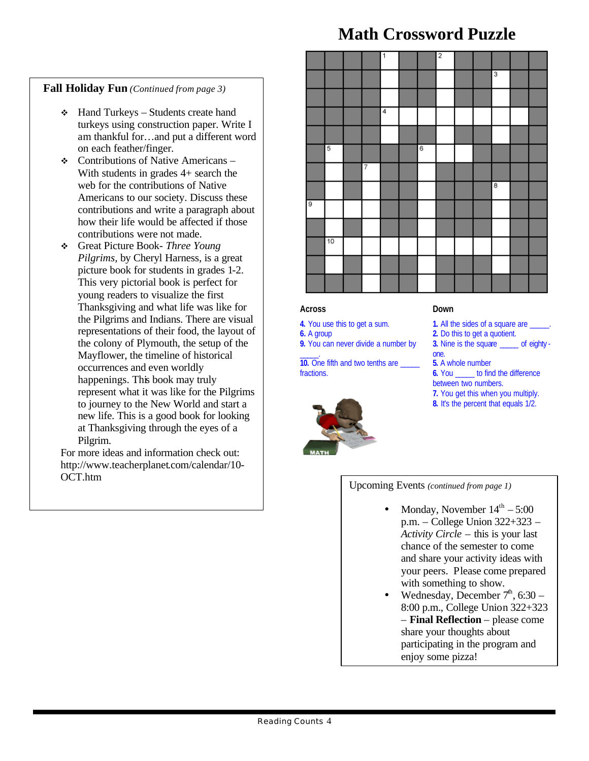## Fall Holiday Fun *(Continued from page 3)*

- Hand Turkeys – Students create hand turkeys using construction paper. Write I am thankful for…and put a different word on each feather/finger.
- Contributions of Native Americans – With students in grades 4+ search the web for the contributions of Native Americans to our society. Discuss these contributions and write a paragraph about how their life would be affected if those contributions were not made.
- Great Picture Book- *Three Young Pilgrims,* by Cheryl Harness, is a great picture book for students in grades 1-2. This very pictorial book is perfect for young readers to visualize the first Thanksgiving and what life was like for the Pilgrims and Indians. There are visual representations of their food, the layout of the colony of Plymouth, the setup of the Mayflower, the timeline of historical occurrences and even worldly happenings. This book may truly represent what it was like for the Pilgrims to journey to the New World and start a new life. This is a good book for looking at Thanksgiving through the eyes of a Pilgrim.

For more ideas and information check out: http://www.teacherplanet.com/calendar/10-OCT.htm

# Math Crossword Puzzle

**Across**

**4.** You use this to get a sum.
**6.** A group
**9.** You can never divide a number by _____.
**10.** One fifth and two tenths are _____ fractions.

**Down**

**1.** All the sides of a square are _____.
**2.** Do this to get a quotient.
**3.** Nine is the square _____ of eighty-one.
**5.** A whole number
**6.** You _____ to find the difference between two numbers.
**7.** You get this when you multiply.
**8.** It's the percent that equals 1/2.

Upcoming Events *(continued from page 1)*

- Monday, November 14th – 5:00 p.m. – College Union 322+323 – *Activity Circle* – this is your last chance of the semester to come and share your activity ideas with your peers. Please come prepared with something to show.
- Wednesday, December 7th, 6:30 – 8:00 p.m., College Union 322+323 – **Final Reflection** – please come share your thoughts about participating in the program and enjoy some pizza!